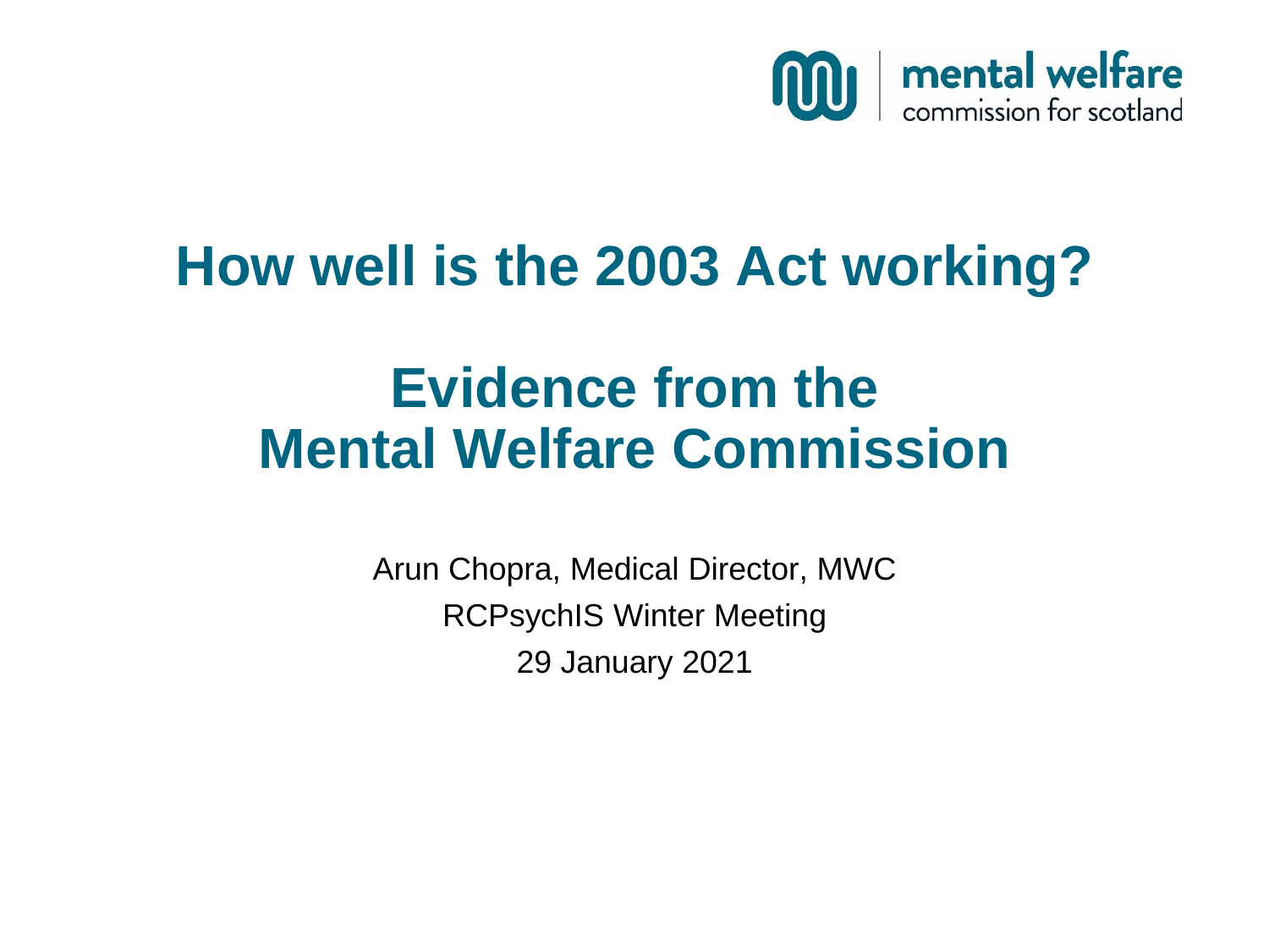mental welfare
commission for scotland

# How well is the 2003 Act working?

# Evidence from the Mental Welfare Commission

Arun Chopra, Medical Director, MWC

RCPsychIS Winter Meeting

29 January 2021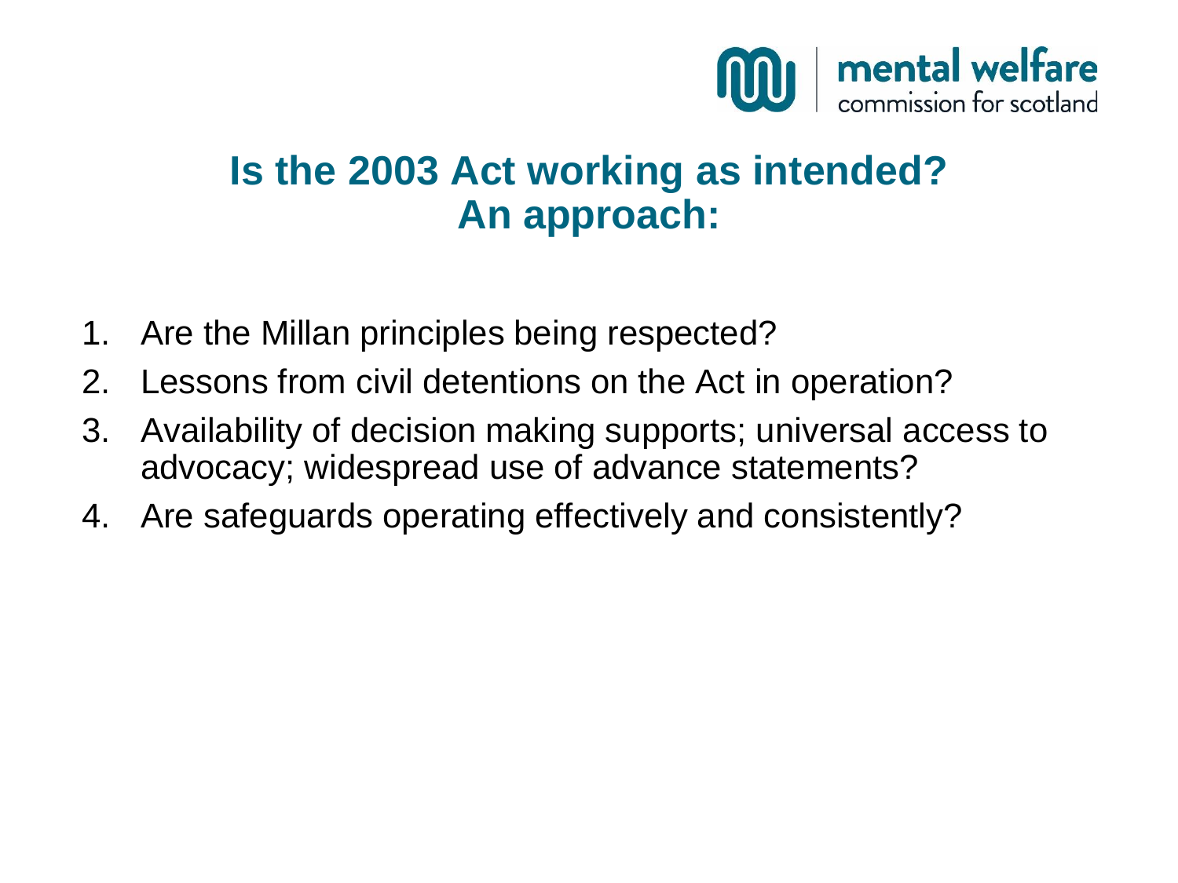# Is the 2003 Act working as intended? An approach:

1. Are the Millan principles being respected?
2. Lessons from civil detentions on the Act in operation?
3. Availability of decision making supports; universal access to advocacy; widespread use of advance statements?
4. Are safeguards operating effectively and consistently?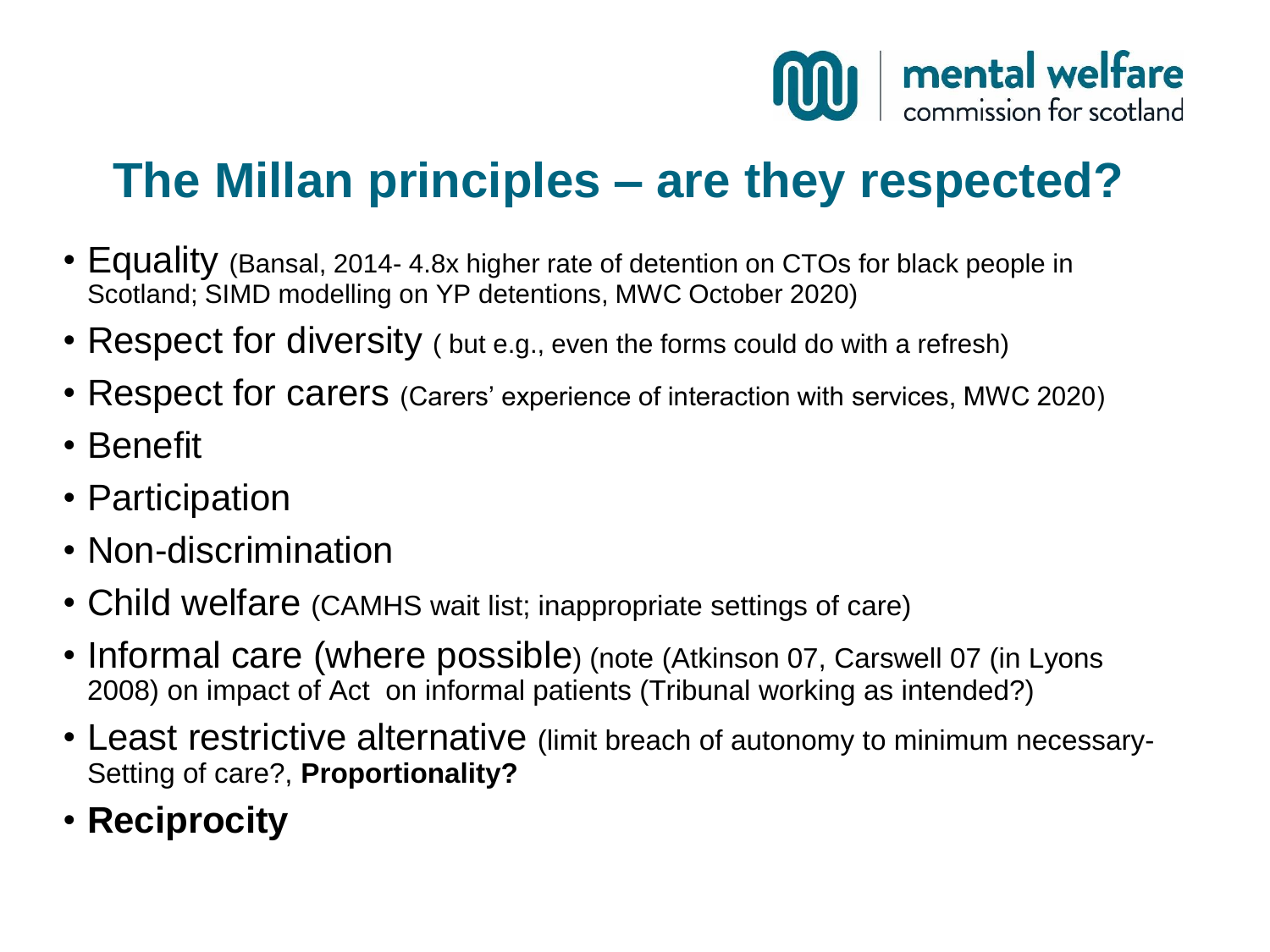# The Millan principles – are they respected?

- Equality (Bansal, 2014- 4.8x higher rate of detention on CTOs for black people in Scotland; SIMD modelling on YP detentions, MWC October 2020)
- Respect for diversity ( but e.g., even the forms could do with a refresh)
- Respect for carers (Carers' experience of interaction with services, MWC 2020)
- Benefit
- Participation
- Non-discrimination
- Child welfare (CAMHS wait list; inappropriate settings of care)
- Informal care (where possible) (note (Atkinson 07, Carswell 07 (in Lyons 2008) on impact of Act on informal patients (Tribunal working as intended?)
- Least restrictive alternative (limit breach of autonomy to minimum necessary- Setting of care?, **Proportionality?**
- **Reciprocity**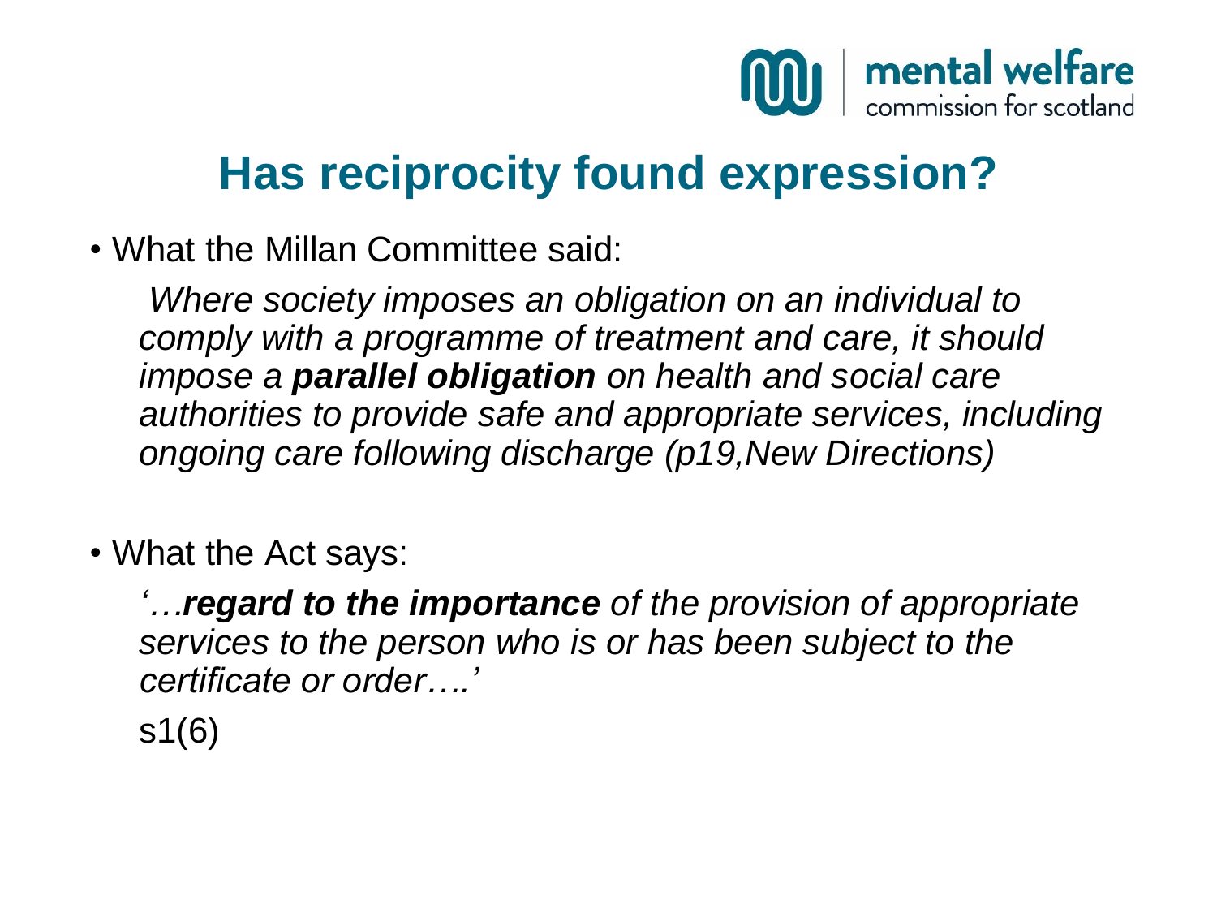# Has reciprocity found expression?

- What the Millan Committee said:

  *Where society imposes an obligation on an individual to comply with a programme of treatment and care, it should impose a **parallel obligation** on health and social care authorities to provide safe and appropriate services, including ongoing care following discharge (p19,New Directions)*

- What the Act says:

  *'…**regard to the importance** of the provision of appropriate services to the person who is or has been subject to the certificate or order….'*

  s1(6)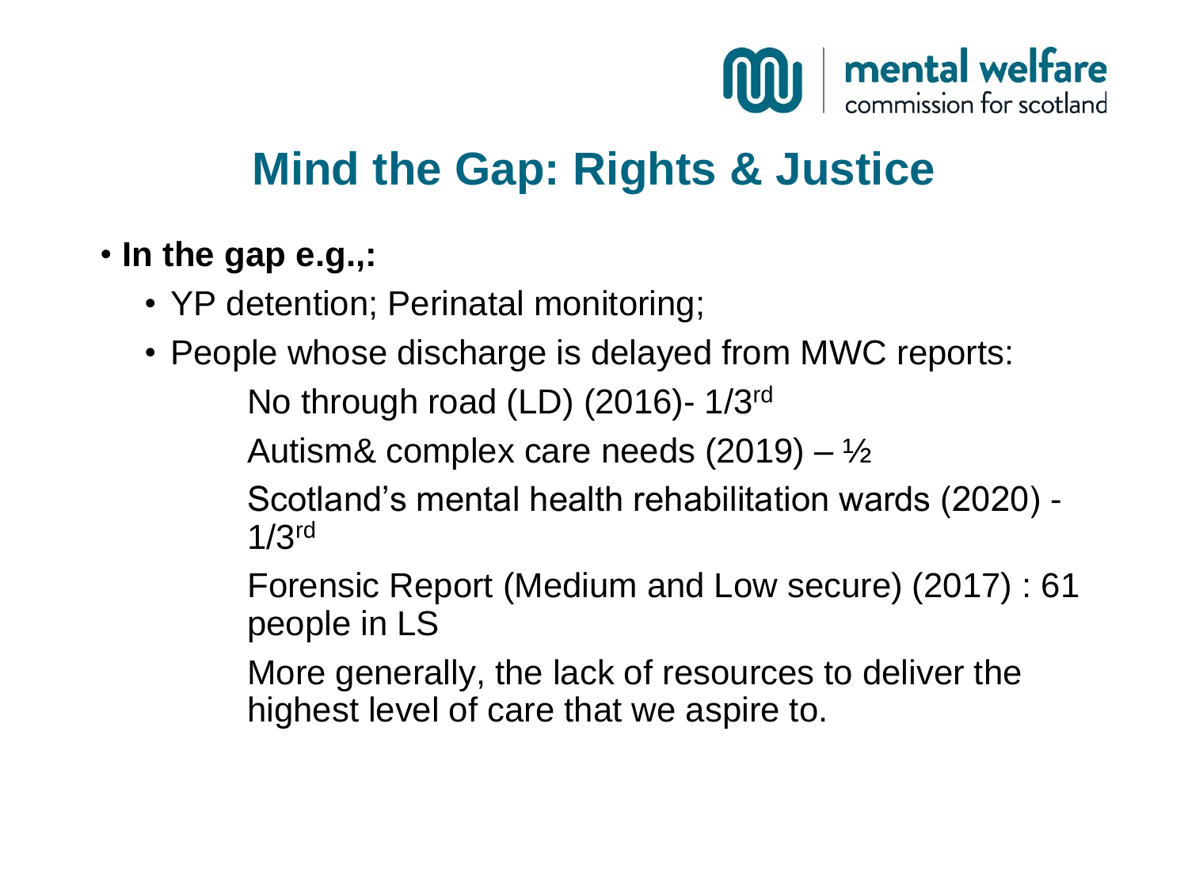## Mind the Gap: Rights & Justice

- **In the gap e.g.,:**
  - YP detention; Perinatal monitoring;
  - People whose discharge is delayed from MWC reports:

    No through road (LD) (2016)- 1/3rd

    Autism& complex care needs (2019) – ½

    Scotland's mental health rehabilitation wards (2020) - 1/3rd

    Forensic Report (Medium and Low secure) (2017) : 61 people in LS

    More generally, the lack of resources to deliver the highest level of care that we aspire to.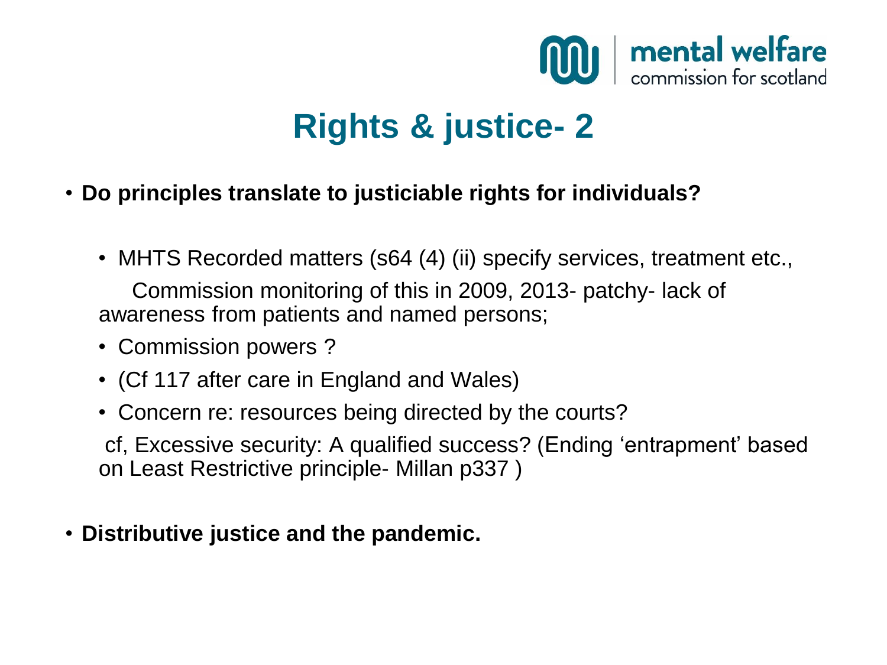# Rights & justice- 2

- **Do principles translate to justiciable rights for individuals?**
  - MHTS Recorded matters (s64 (4) (ii) specify services, treatment etc.,

    Commission monitoring of this in 2009, 2013- patchy- lack of awareness from patients and named persons;
  - Commission powers ?
  - (Cf 117 after care in England and Wales)
  - Concern re: resources being directed by the courts?

    cf, Excessive security: A qualified success? (Ending 'entrapment' based on Least Restrictive principle- Millan p337 )

- **Distributive justice and the pandemic.**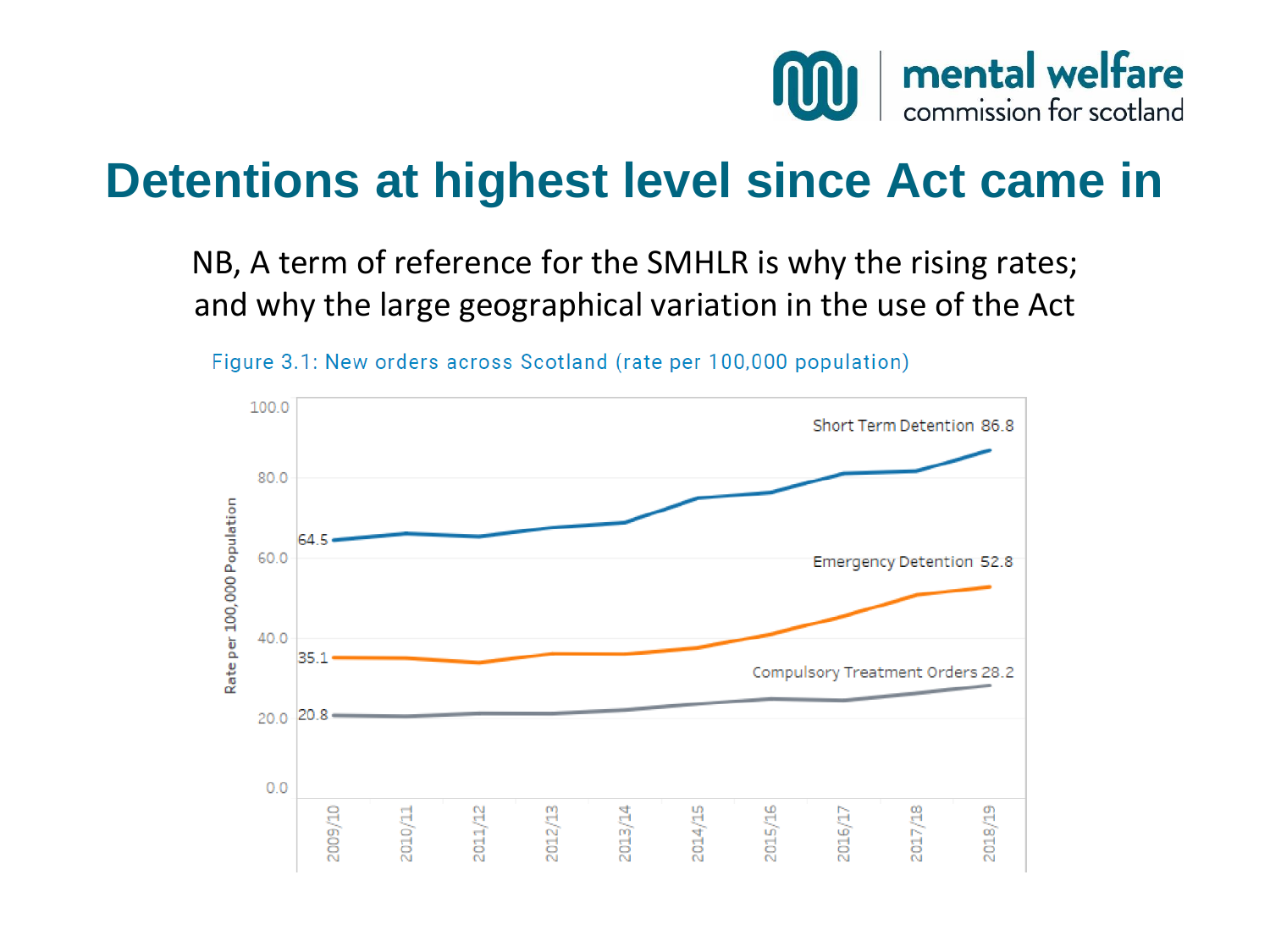# Detentions at highest level since Act came in

NB, A term of reference for the SMHLR is why the rising rates; and why the large geographical variation in the use of the Act

Figure 3.1: New orders across Scotland (rate per 100,000 population)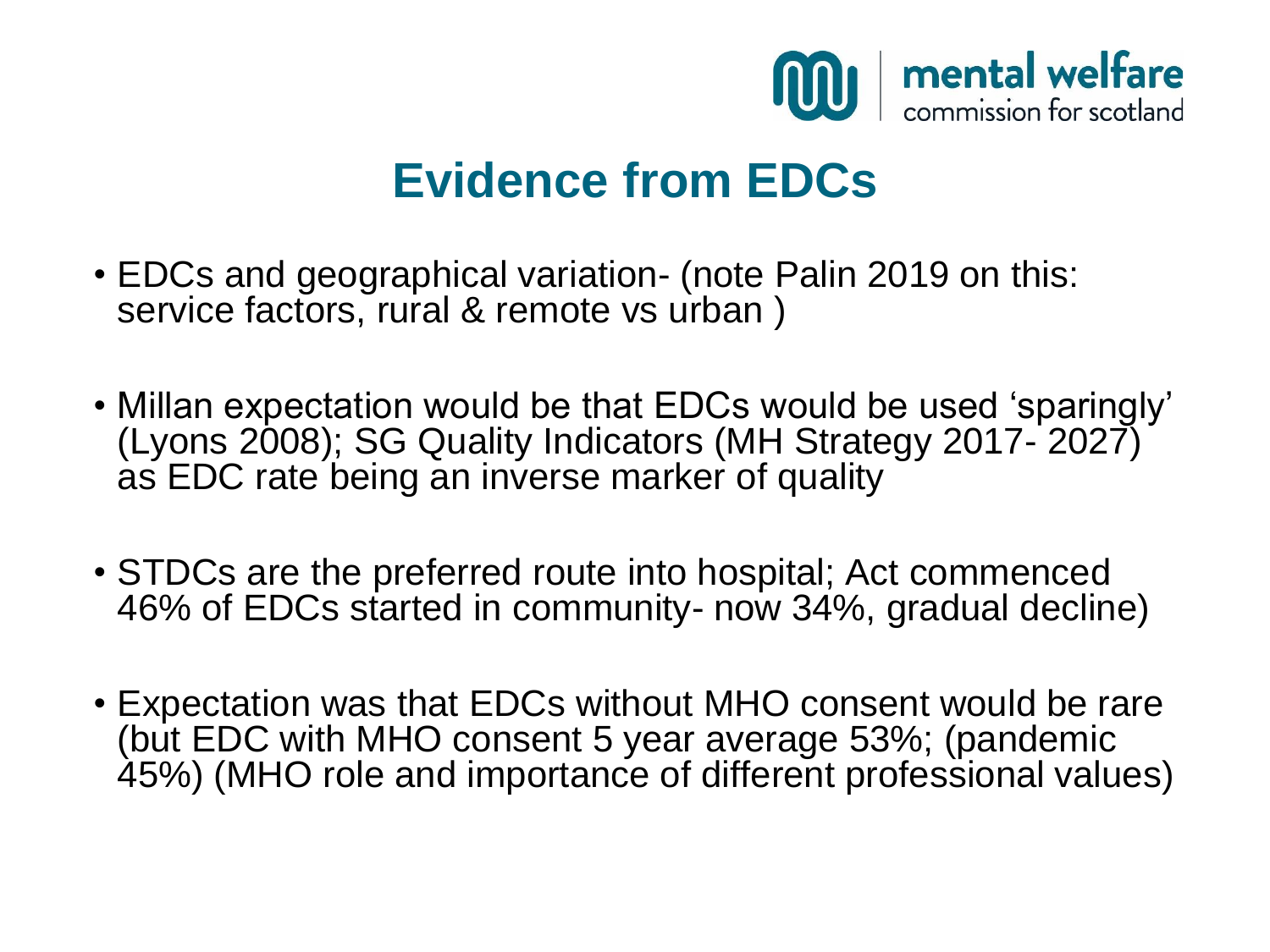# Evidence from EDCs

- EDCs and geographical variation- (note Palin 2019 on this: service factors, rural & remote vs urban )
- Millan expectation would be that EDCs would be used 'sparingly' (Lyons 2008); SG Quality Indicators (MH Strategy 2017- 2027) as EDC rate being an inverse marker of quality
- STDCs are the preferred route into hospital; Act commenced 46% of EDCs started in community- now 34%, gradual decline)
- Expectation was that EDCs without MHO consent would be rare (but EDC with MHO consent 5 year average 53%; (pandemic 45%) (MHO role and importance of different professional values)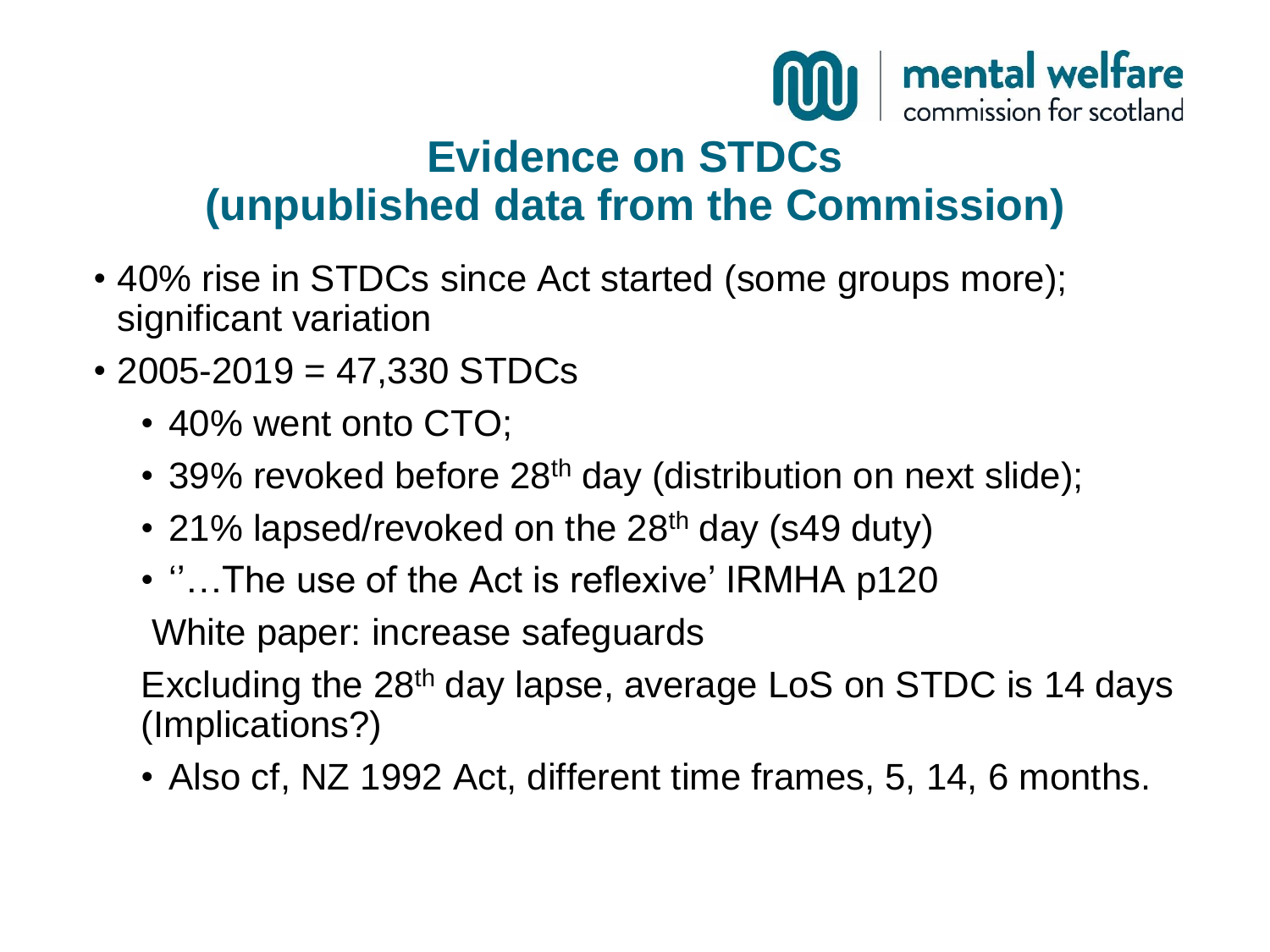# Evidence on STDCs (unpublished data from the Commission)

- 40% rise in STDCs since Act started (some groups more); significant variation
- 2005-2019 = 47,330 STDCs
  - 40% went onto CTO;
  - 39% revoked before 28th day (distribution on next slide);
  - 21% lapsed/revoked on the 28th day (s49 duty)
  - ''…The use of the Act is reflexive' IRMHA p120

  White paper: increase safeguards

  Excluding the 28th day lapse, average LoS on STDC is 14 days (Implications?)

  - Also cf, NZ 1992 Act, different time frames, 5, 14, 6 months.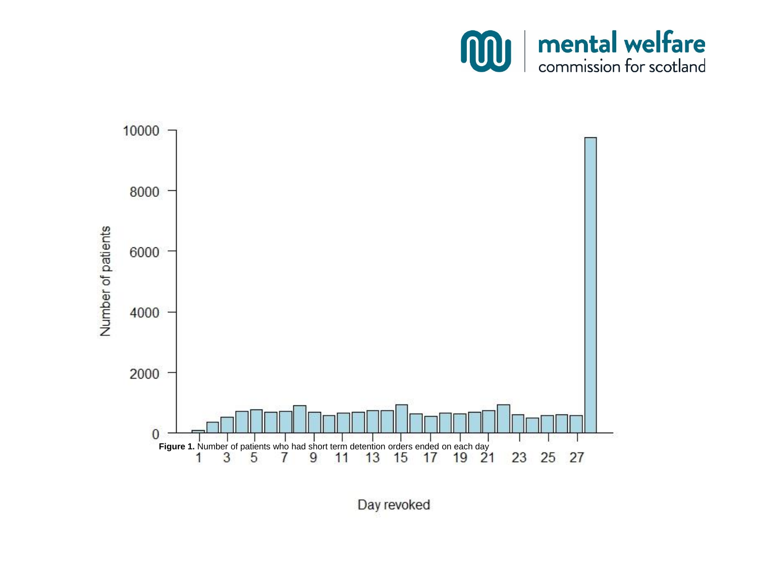**Figure 1.** Number of patients who had short term detention orders ended on each day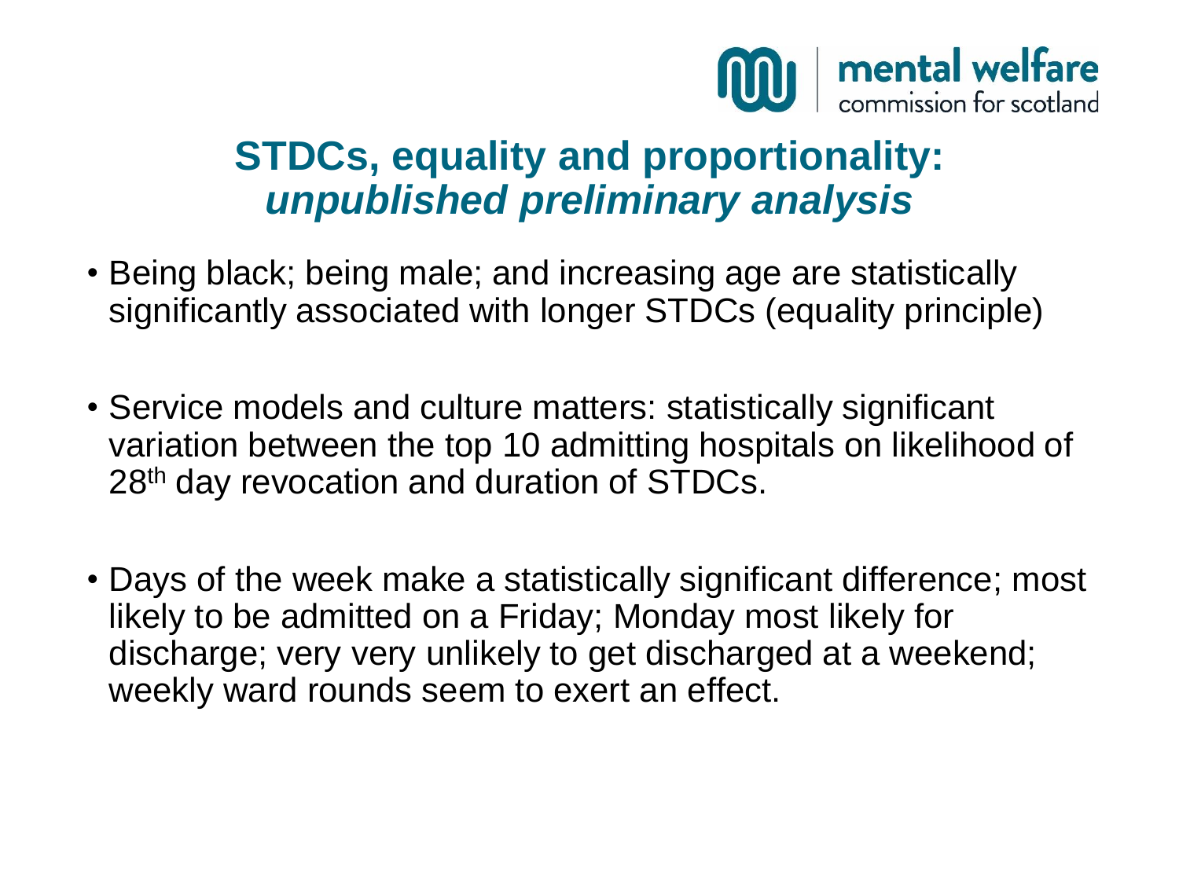## STDCs, equality and proportionality: *unpublished preliminary analysis*

- Being black; being male; and increasing age are statistically significantly associated with longer STDCs (equality principle)
- Service models and culture matters: statistically significant variation between the top 10 admitting hospitals on likelihood of 28th day revocation and duration of STDCs.
- Days of the week make a statistically significant difference; most likely to be admitted on a Friday; Monday most likely for discharge; very very unlikely to get discharged at a weekend; weekly ward rounds seem to exert an effect.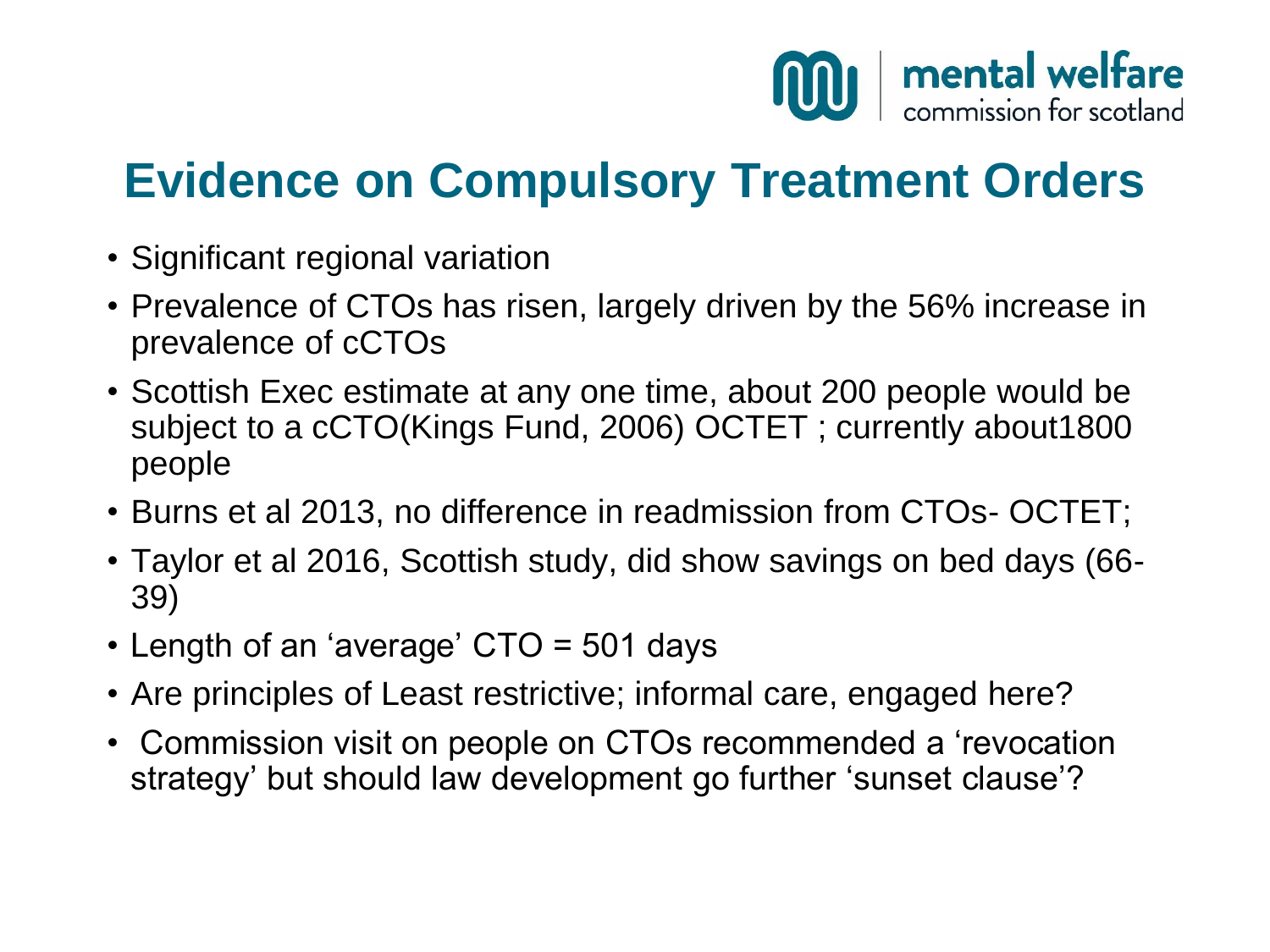# Evidence on Compulsory Treatment Orders

- Significant regional variation
- Prevalence of CTOs has risen, largely driven by the 56% increase in prevalence of cCTOs
- Scottish Exec estimate at any one time, about 200 people would be subject to a cCTO(Kings Fund, 2006) OCTET ; currently about1800 people
- Burns et al 2013, no difference in readmission from CTOs- OCTET;
- Taylor et al 2016, Scottish study, did show savings on bed days (66-39)
- Length of an 'average' CTO = 501 days
- Are principles of Least restrictive; informal care, engaged here?
- Commission visit on people on CTOs recommended a 'revocation strategy' but should law development go further 'sunset clause'?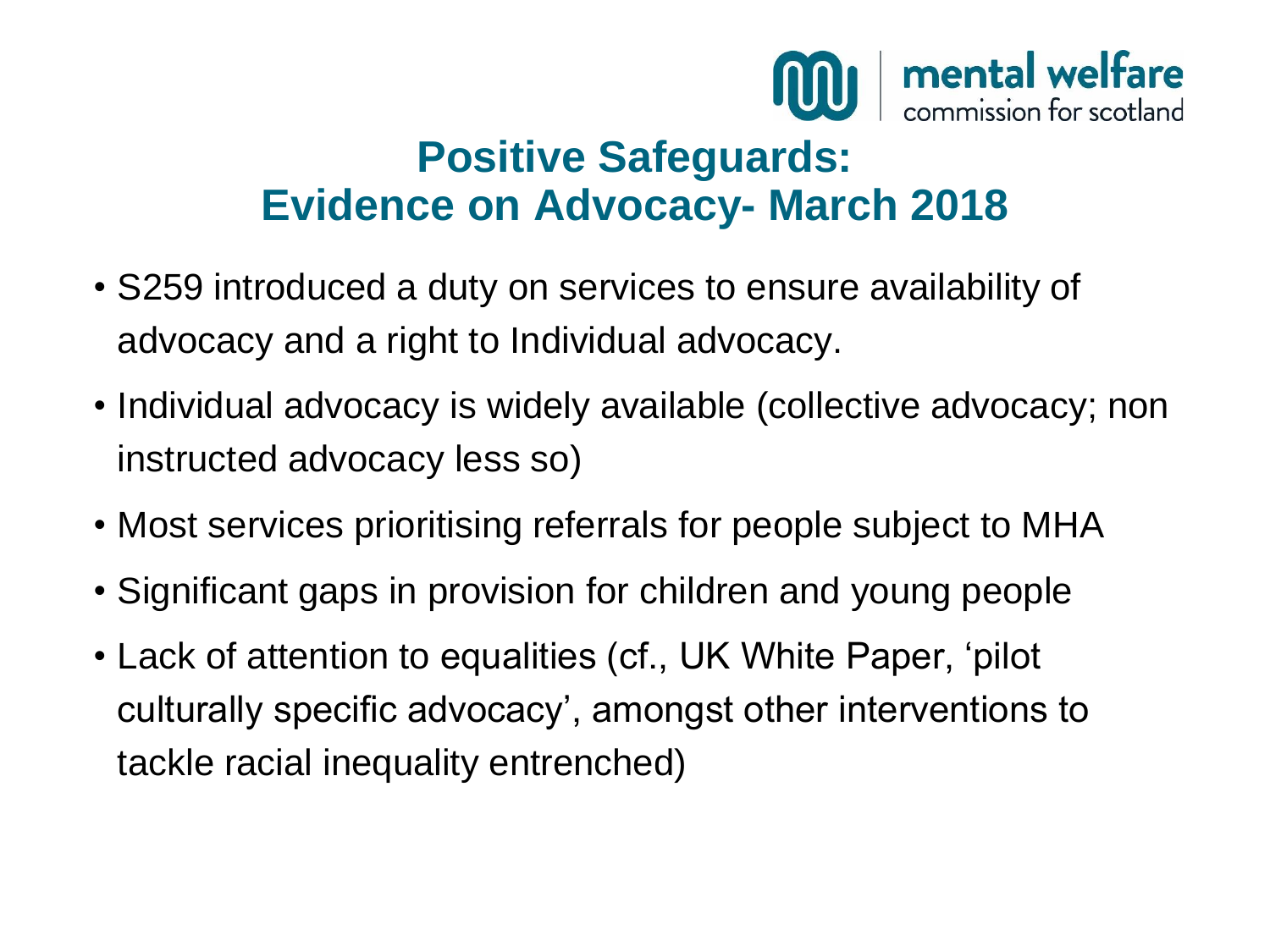# Positive Safeguards: Evidence on Advocacy- March 2018

- S259 introduced a duty on services to ensure availability of advocacy and a right to Individual advocacy.
- Individual advocacy is widely available (collective advocacy; non instructed advocacy less so)
- Most services prioritising referrals for people subject to MHA
- Significant gaps in provision for children and young people
- Lack of attention to equalities (cf., UK White Paper, 'pilot culturally specific advocacy', amongst other interventions to tackle racial inequality entrenched)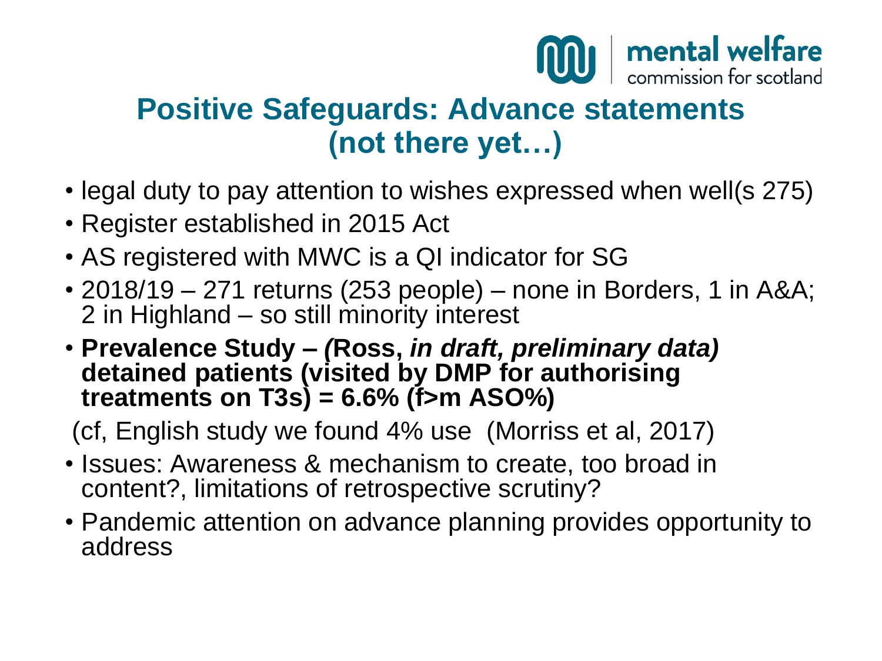## Positive Safeguards: Advance statements (not there yet…)

- legal duty to pay attention to wishes expressed when well(s 275)
- Register established in 2015 Act
- AS registered with MWC is a QI indicator for SG
- 2018/19 – 271 returns (253 people) – none in Borders, 1 in A&A; 2 in Highland – so still minority interest
- **Prevalence Study – *(*Ross, *in draft, preliminary data)* detained patients (visited by DMP for authorising treatments on T3s) = 6.6% (f>m ASO%)**

(cf, English study we found 4% use (Morriss et al, 2017)

- Issues: Awareness & mechanism to create, too broad in content?, limitations of retrospective scrutiny?
- Pandemic attention on advance planning provides opportunity to address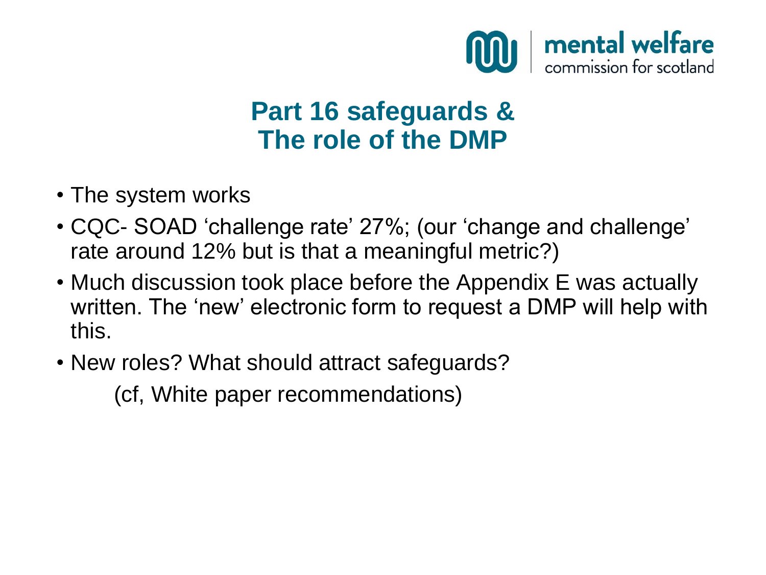# Part 16 safeguards & The role of the DMP

- The system works
- CQC- SOAD 'challenge rate' 27%; (our 'change and challenge' rate around 12% but is that a meaningful metric?)
- Much discussion took place before the Appendix E was actually written. The 'new' electronic form to request a DMP will help with this.
- New roles? What should attract safeguards?

  (cf, White paper recommendations)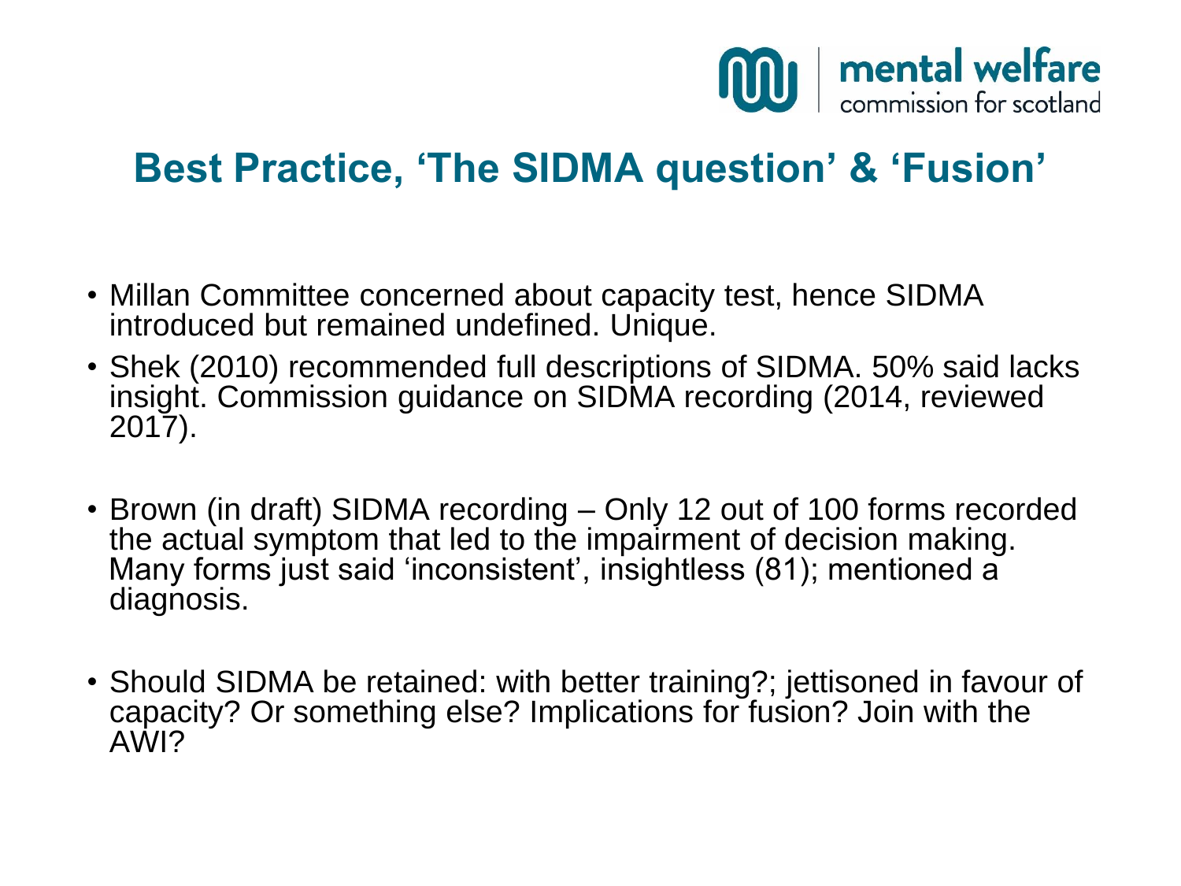## Best Practice, 'The SIDMA question' & 'Fusion'

- Millan Committee concerned about capacity test, hence SIDMA introduced but remained undefined. Unique.
- Shek (2010) recommended full descriptions of SIDMA. 50% said lacks insight. Commission guidance on SIDMA recording (2014, reviewed 2017).
- Brown (in draft) SIDMA recording – Only 12 out of 100 forms recorded the actual symptom that led to the impairment of decision making. Many forms just said 'inconsistent', insightless (81); mentioned a diagnosis.
- Should SIDMA be retained: with better training?; jettisoned in favour of capacity? Or something else? Implications for fusion? Join with the AWI?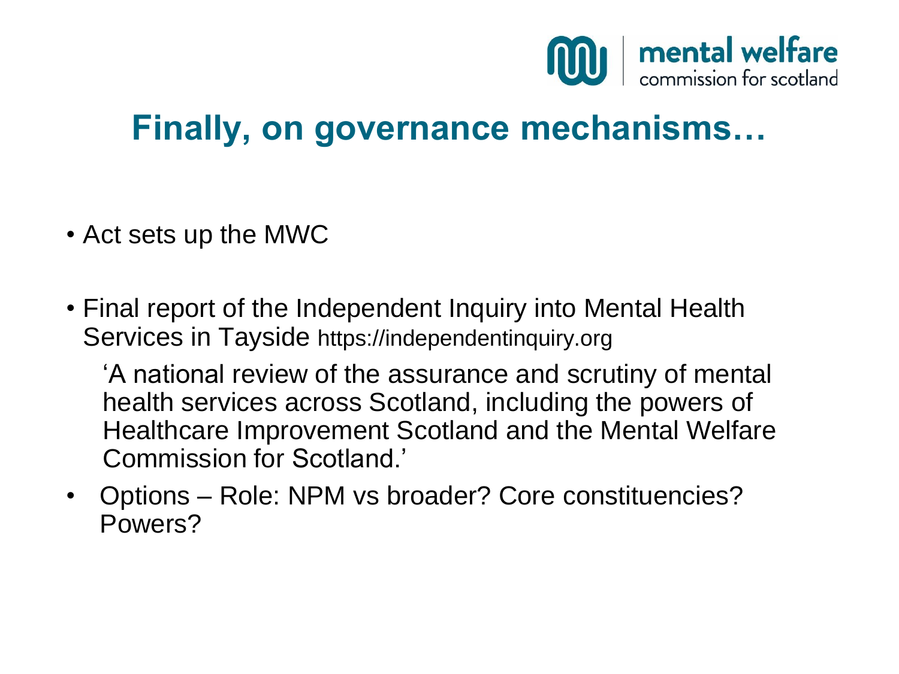## Finally, on governance mechanisms…

- Act sets up the MWC
- Final report of the Independent Inquiry into Mental Health Services in Tayside https://independentinquiry.org

  'A national review of the assurance and scrutiny of mental health services across Scotland, including the powers of Healthcare Improvement Scotland and the Mental Welfare Commission for Scotland.'

- Options – Role: NPM vs broader? Core constituencies? Powers?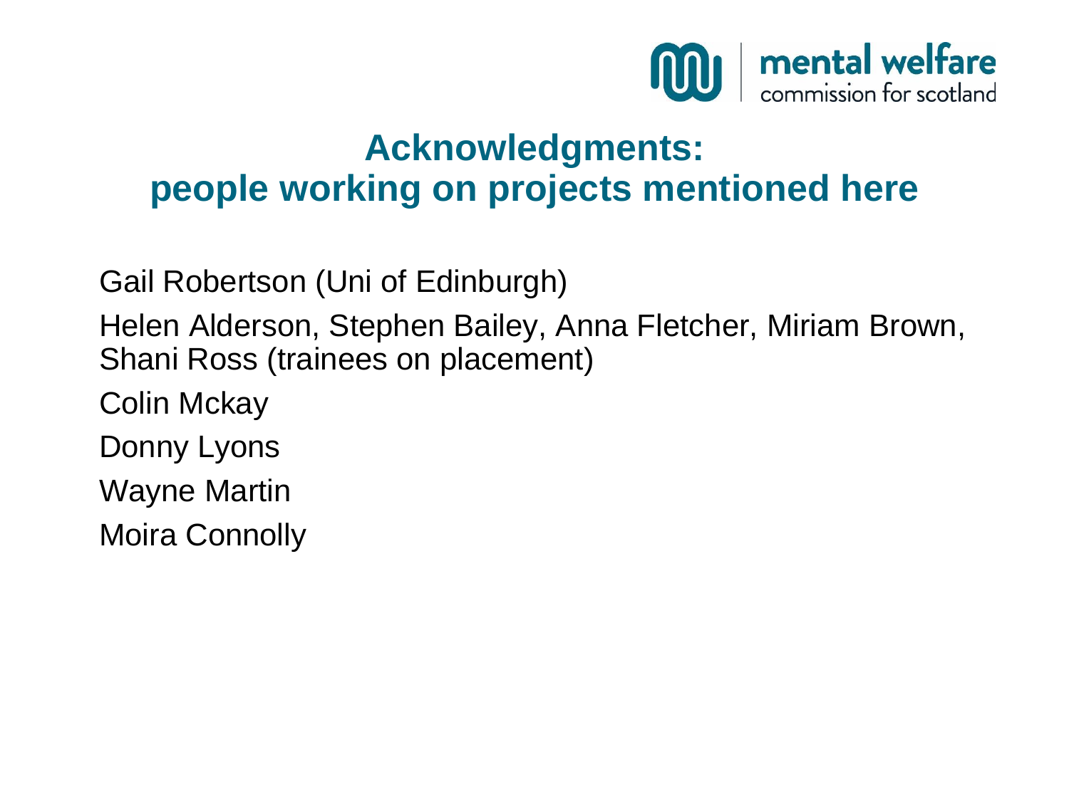# Acknowledgments: people working on projects mentioned here

Gail Robertson (Uni of Edinburgh)

Helen Alderson, Stephen Bailey, Anna Fletcher, Miriam Brown, Shani Ross (trainees on placement)

Colin Mckay

Donny Lyons

Wayne Martin

Moira Connolly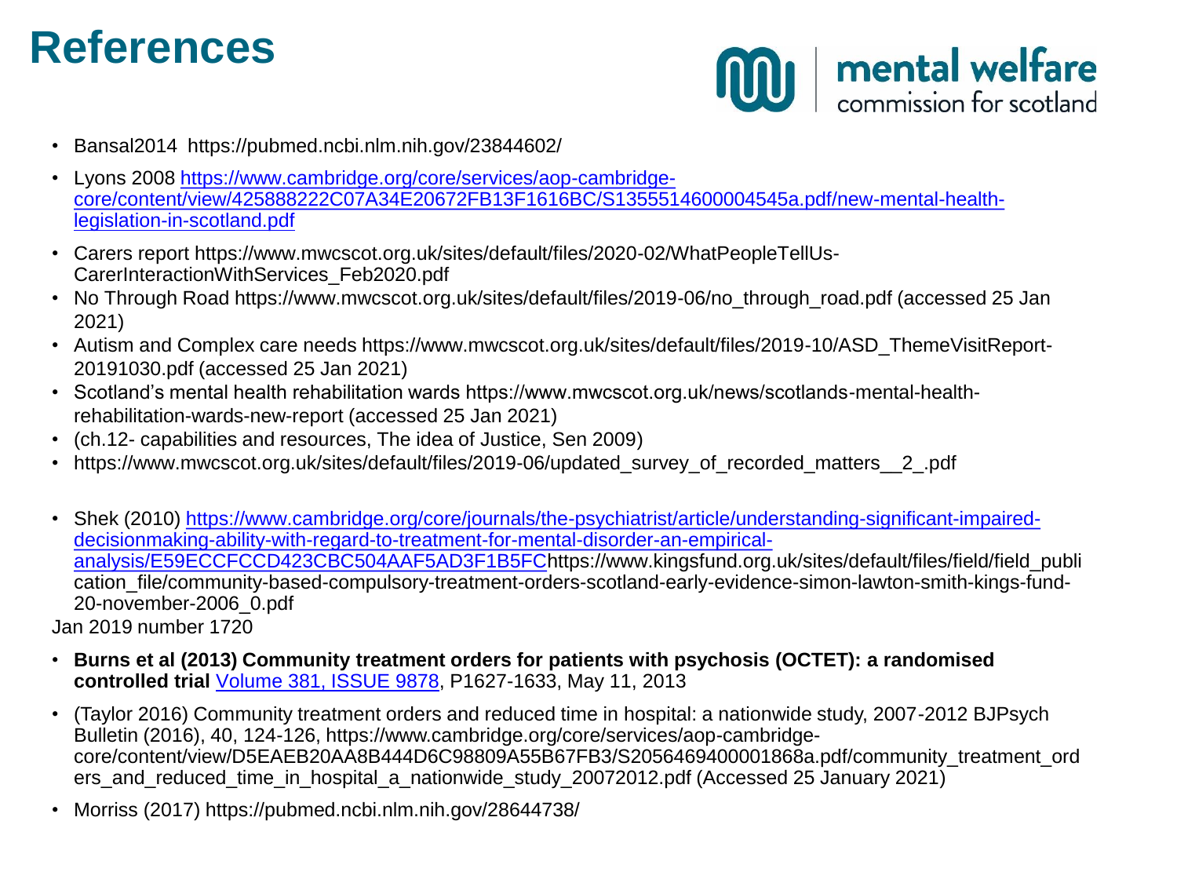# References

- Bansal2014 https://pubmed.ncbi.nlm.nih.gov/23844602/
- Lyons 2008 https://www.cambridge.org/core/services/aop-cambridge-core/content/view/425888222C07A34E20672FB13F1616BC/S1355514600004545a.pdf/new-mental-health-legislation-in-scotland.pdf
- Carers report https://www.mwcscot.org.uk/sites/default/files/2020-02/WhatPeopleTellUs-CarerInteractionWithServices_Feb2020.pdf
- No Through Road https://www.mwcscot.org.uk/sites/default/files/2019-06/no_through_road.pdf (accessed 25 Jan 2021)
- Autism and Complex care needs https://www.mwcscot.org.uk/sites/default/files/2019-10/ASD_ThemeVisitReport-20191030.pdf (accessed 25 Jan 2021)
- Scotland's mental health rehabilitation wards https://www.mwcscot.org.uk/news/scotlands-mental-health-rehabilitation-wards-new-report (accessed 25 Jan 2021)
- (ch.12- capabilities and resources, The idea of Justice, Sen 2009)
- https://www.mwcscot.org.uk/sites/default/files/2019-06/updated_survey_of_recorded_matters__2_.pdf
- Shek (2010) https://www.cambridge.org/core/journals/the-psychiatrist/article/understanding-significant-impaired-decisionmaking-ability-with-regard-to-treatment-for-mental-disorder-an-empirical-analysis/E59ECCFCCD423CBC504AAF5AD3F1B5FChttps://www.kingsfund.org.uk/sites/default/files/field/field_publication_file/community-based-compulsory-treatment-orders-scotland-early-evidence-simon-lawton-smith-kings-fund-20-november-2006_0.pdf

Jan 2019 number 1720

- **Burns et al (2013) Community treatment orders for patients with psychosis (OCTET): a randomised controlled trial** Volume 381, ISSUE 9878, P1627-1633, May 11, 2013
- (Taylor 2016) Community treatment orders and reduced time in hospital: a nationwide study, 2007-2012 BJPsych Bulletin (2016), 40, 124-126, https://www.cambridge.org/core/services/aop-cambridge-core/content/view/D5EAEB20AA8B444D6C98809A55B67FB3/S2056469400001868a.pdf/community_treatment_orders_and_reduced_time_in_hospital_a_nationwide_study_20072012.pdf (Accessed 25 January 2021)
- Morriss (2017) https://pubmed.ncbi.nlm.nih.gov/28644738/